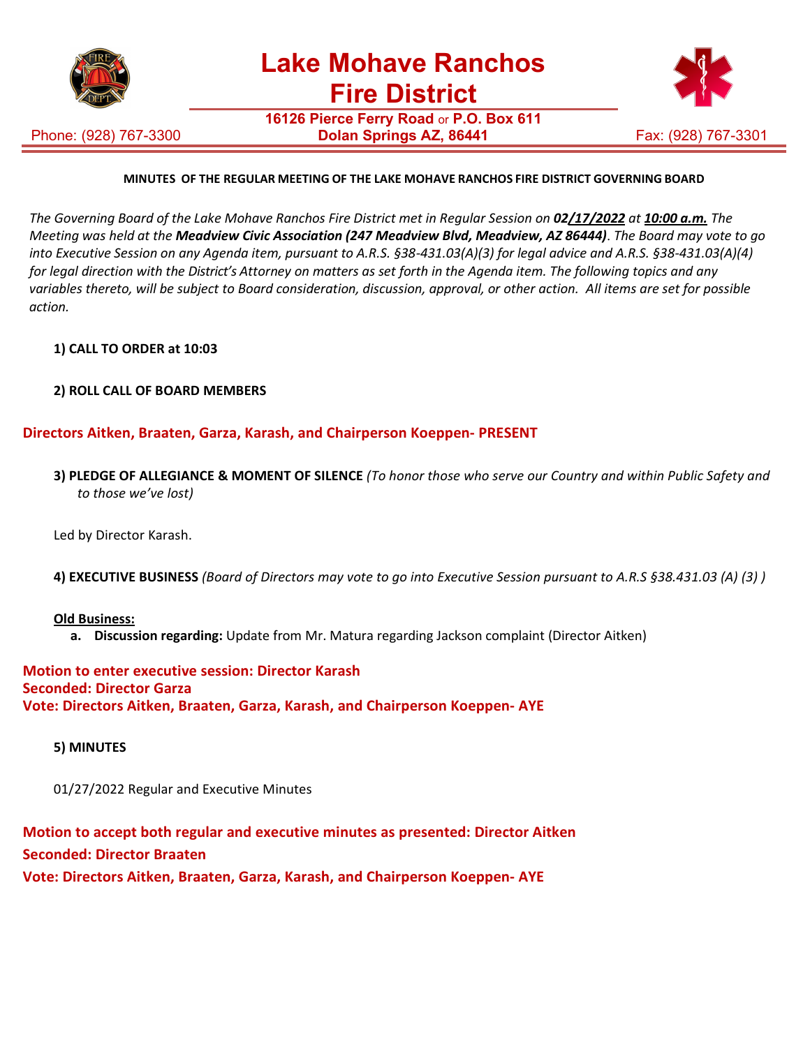# Lake Mohave Ranchos Fire District

**16126 Pierce Ferry Road** or **P.O. Box 611**
**Dolan Springs AZ, 86441**

Phone: (928) 767-3300 Fax: (928) 767-3301

**MINUTES OF THE REGULAR MEETING OF THE LAKE MOHAVE RANCHOS FIRE DISTRICT GOVERNING BOARD**

*The Governing Board of the Lake Mohave Ranchos Fire District met in Regular Session on **02/17/2022** at **10:00 a.m.** The Meeting was held at the **Meadview Civic Association (247 Meadview Blvd, Meadview, AZ 86444)**. The Board may vote to go into Executive Session on any Agenda item, pursuant to A.R.S. §38-431.03(A)(3) for legal advice and A.R.S. §38-431.03(A)(4) for legal direction with the District's Attorney on matters as set forth in the Agenda item. The following topics and any variables thereto, will be subject to Board consideration, discussion, approval, or other action. All items are set for possible action.*

**1) CALL TO ORDER at 10:03**

**2) ROLL CALL OF BOARD MEMBERS**

**Directors Aitken, Braaten, Garza, Karash, and Chairperson Koeppen- PRESENT**

**3) PLEDGE OF ALLEGIANCE & MOMENT OF SILENCE** *(To honor those who serve our Country and within Public Safety and to those we've lost)*

Led by Director Karash.

**4) EXECUTIVE BUSINESS** *(Board of Directors may vote to go into Executive Session pursuant to A.R.S §38.431.03 (A) (3) )*

**Old Business:**

a. **Discussion regarding:** Update from Mr. Matura regarding Jackson complaint (Director Aitken)

**Motion to enter executive session: Director Karash**
**Seconded: Director Garza**
**Vote: Directors Aitken, Braaten, Garza, Karash, and Chairperson Koeppen- AYE**

**5) MINUTES**

01/27/2022 Regular and Executive Minutes

**Motion to accept both regular and executive minutes as presented: Director Aitken**

**Seconded: Director Braaten**

**Vote: Directors Aitken, Braaten, Garza, Karash, and Chairperson Koeppen- AYE**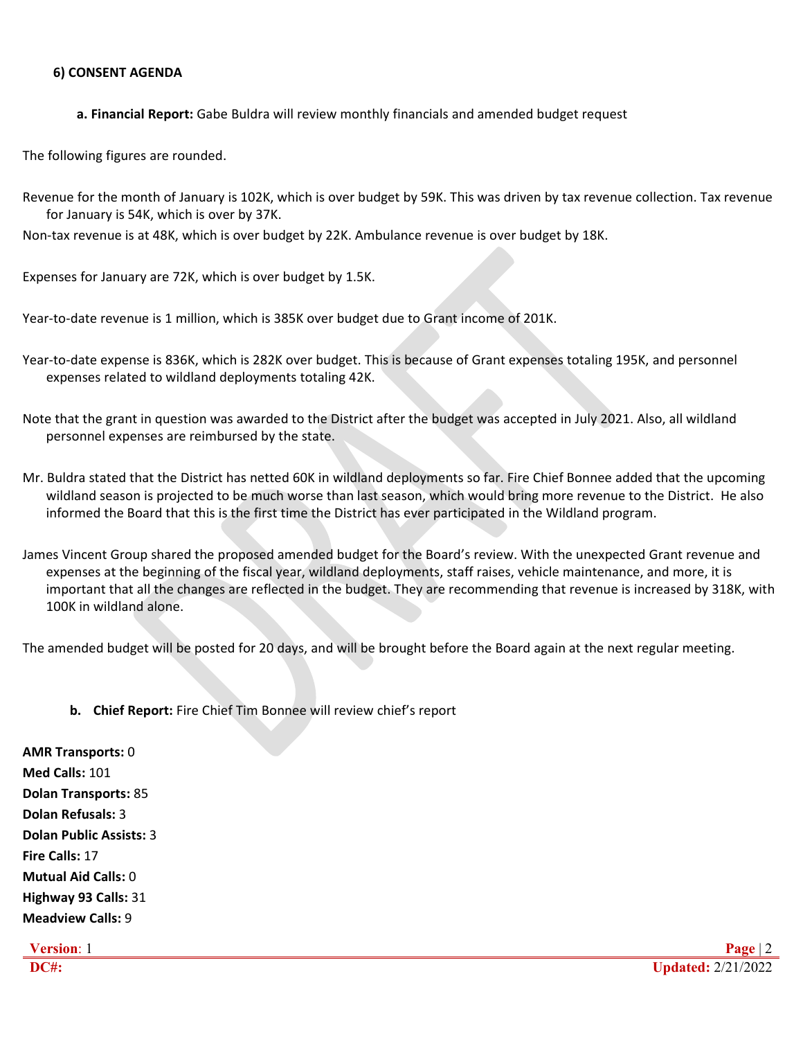### 6) CONSENT AGENDA

**a. Financial Report:** Gabe Buldra will review monthly financials and amended budget request

The following figures are rounded.

Revenue for the month of January is 102K, which is over budget by 59K. This was driven by tax revenue collection. Tax revenue for January is 54K, which is over by 37K.

Non-tax revenue is at 48K, which is over budget by 22K. Ambulance revenue is over budget by 18K.

Expenses for January are 72K, which is over budget by 1.5K.

Year-to-date revenue is 1 million, which is 385K over budget due to Grant income of 201K.

Year-to-date expense is 836K, which is 282K over budget. This is because of Grant expenses totaling 195K, and personnel expenses related to wildland deployments totaling 42K.

Note that the grant in question was awarded to the District after the budget was accepted in July 2021. Also, all wildland personnel expenses are reimbursed by the state.

Mr. Buldra stated that the District has netted 60K in wildland deployments so far. Fire Chief Bonnee added that the upcoming wildland season is projected to be much worse than last season, which would bring more revenue to the District. He also informed the Board that this is the first time the District has ever participated in the Wildland program.

James Vincent Group shared the proposed amended budget for the Board's review. With the unexpected Grant revenue and expenses at the beginning of the fiscal year, wildland deployments, staff raises, vehicle maintenance, and more, it is important that all the changes are reflected in the budget. They are recommending that revenue is increased by 318K, with 100K in wildland alone.

The amended budget will be posted for 20 days, and will be brought before the Board again at the next regular meeting.

**b. Chief Report:** Fire Chief Tim Bonnee will review chief's report

**AMR Transports:** 0
**Med Calls:** 101
**Dolan Transports:** 85
**Dolan Refusals:** 3
**Dolan Public Assists:** 3
**Fire Calls:** 17
**Mutual Aid Calls:** 0
**Highway 93 Calls:** 31
**Meadview Calls:** 9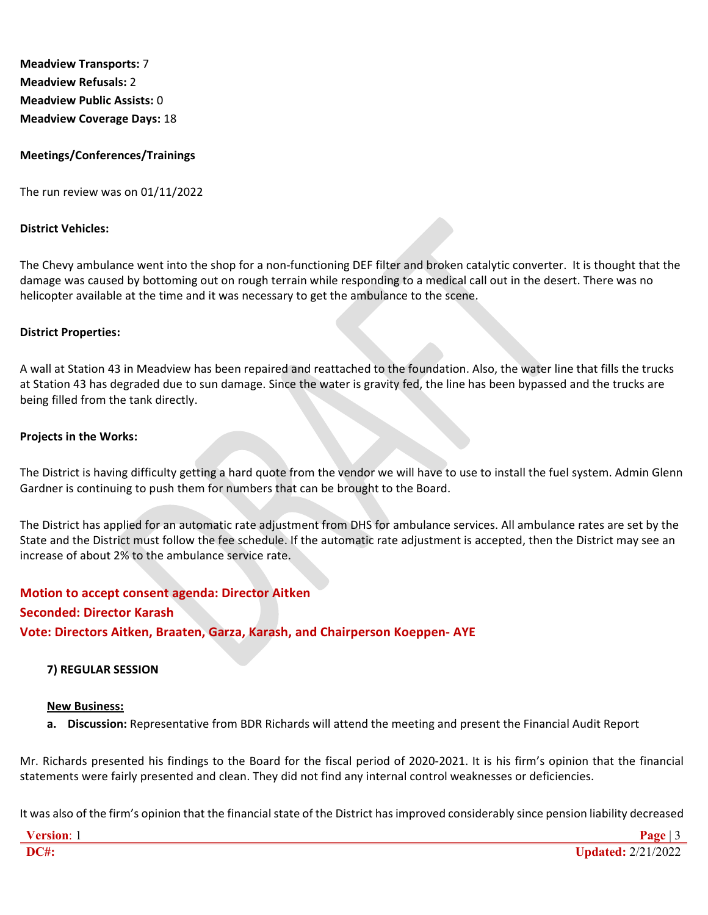**Meadview Transports:** 7
**Meadview Refusals:** 2
**Meadview Public Assists:** 0
**Meadview Coverage Days:** 18

**Meetings/Conferences/Trainings**

The run review was on 01/11/2022

**District Vehicles:**

The Chevy ambulance went into the shop for a non-functioning DEF filter and broken catalytic converter. It is thought that the damage was caused by bottoming out on rough terrain while responding to a medical call out in the desert. There was no helicopter available at the time and it was necessary to get the ambulance to the scene.

**District Properties:**

A wall at Station 43 in Meadview has been repaired and reattached to the foundation. Also, the water line that fills the trucks at Station 43 has degraded due to sun damage. Since the water is gravity fed, the line has been bypassed and the trucks are being filled from the tank directly.

**Projects in the Works:**

The District is having difficulty getting a hard quote from the vendor we will have to use to install the fuel system. Admin Glenn Gardner is continuing to push them for numbers that can be brought to the Board.

The District has applied for an automatic rate adjustment from DHS for ambulance services. All ambulance rates are set by the State and the District must follow the fee schedule. If the automatic rate adjustment is accepted, then the District may see an increase of about 2% to the ambulance service rate.

**Motion to accept consent agenda: Director Aitken**
**Seconded: Director Karash**
**Vote: Directors Aitken, Braaten, Garza, Karash, and Chairperson Koeppen- AYE**

**7) REGULAR SESSION**

**New Business:**

**a. Discussion:** Representative from BDR Richards will attend the meeting and present the Financial Audit Report

Mr. Richards presented his findings to the Board for the fiscal period of 2020-2021. It is his firm's opinion that the financial statements were fairly presented and clean. They did not find any internal control weaknesses or deficiencies.

It was also of the firm's opinion that the financial state of the District has improved considerably since pension liability decreased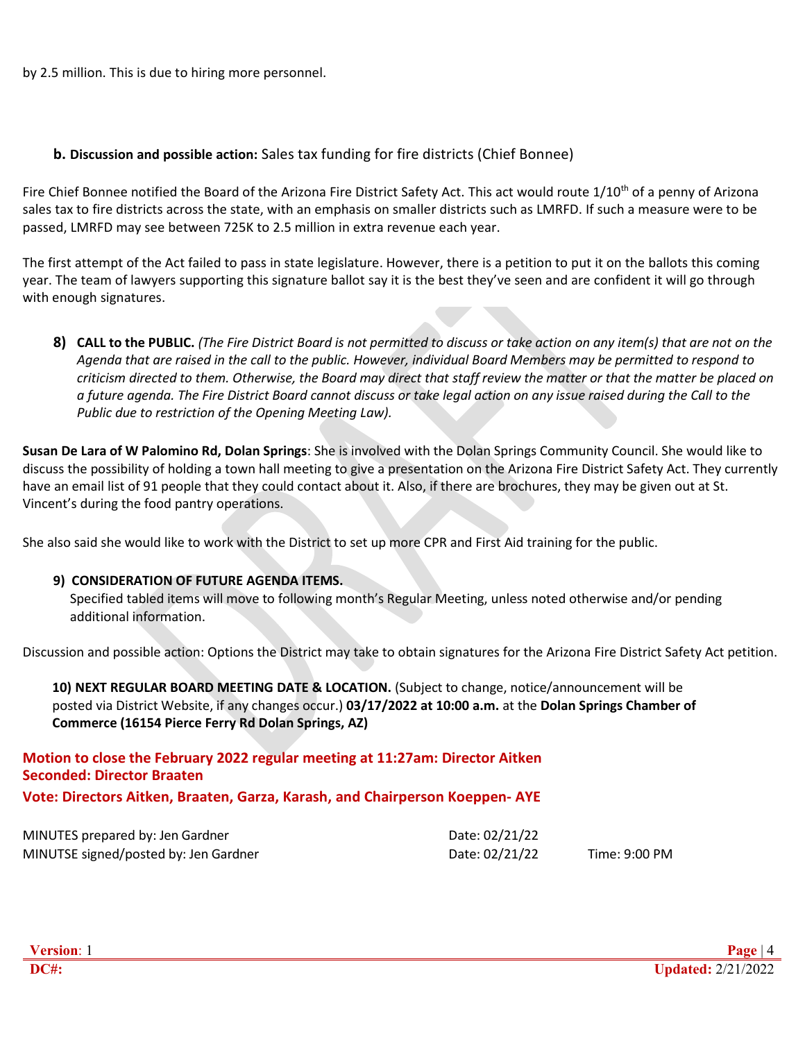by 2.5 million. This is due to hiring more personnel.

**b. Discussion and possible action:** Sales tax funding for fire districts (Chief Bonnee)

Fire Chief Bonnee notified the Board of the Arizona Fire District Safety Act. This act would route 1/10$^{th}$ of a penny of Arizona sales tax to fire districts across the state, with an emphasis on smaller districts such as LMRFD. If such a measure were to be passed, LMRFD may see between 725K to 2.5 million in extra revenue each year.

The first attempt of the Act failed to pass in state legislature. However, there is a petition to put it on the ballots this coming year. The team of lawyers supporting this signature ballot say it is the best they've seen and are confident it will go through with enough signatures.

**8) CALL to the PUBLIC.** *(The Fire District Board is not permitted to discuss or take action on any item(s) that are not on the Agenda that are raised in the call to the public. However, individual Board Members may be permitted to respond to criticism directed to them. Otherwise, the Board may direct that staff review the matter or that the matter be placed on a future agenda. The Fire District Board cannot discuss or take legal action on any issue raised during the Call to the Public due to restriction of the Opening Meeting Law).*

**Susan De Lara of W Palomino Rd, Dolan Springs**: She is involved with the Dolan Springs Community Council. She would like to discuss the possibility of holding a town hall meeting to give a presentation on the Arizona Fire District Safety Act. They currently have an email list of 91 people that they could contact about it. Also, if there are brochures, they may be given out at St. Vincent's during the food pantry operations.

She also said she would like to work with the District to set up more CPR and First Aid training for the public.

**9) CONSIDERATION OF FUTURE AGENDA ITEMS.**
Specified tabled items will move to following month's Regular Meeting, unless noted otherwise and/or pending additional information.

Discussion and possible action: Options the District may take to obtain signatures for the Arizona Fire District Safety Act petition.

**10) NEXT REGULAR BOARD MEETING DATE & LOCATION.** (Subject to change, notice/announcement will be posted via District Website, if any changes occur.) **03/17/2022 at 10:00 a.m.** at the **Dolan Springs Chamber of Commerce (16154 Pierce Ferry Rd Dolan Springs, AZ)**

**Motion to close the February 2022 regular meeting at 11:27am: Director Aitken**
**Seconded: Director Braaten**
**Vote: Directors Aitken, Braaten, Garza, Karash, and Chairperson Koeppen- AYE**

MINUTES prepared by: Jen Gardner Date: 02/21/22
MINUTSE signed/posted by: Jen Gardner Date: 02/21/22 Time: 9:00 PM

**Version**: 1
**DC#:**
**Updated:** 2/21/2022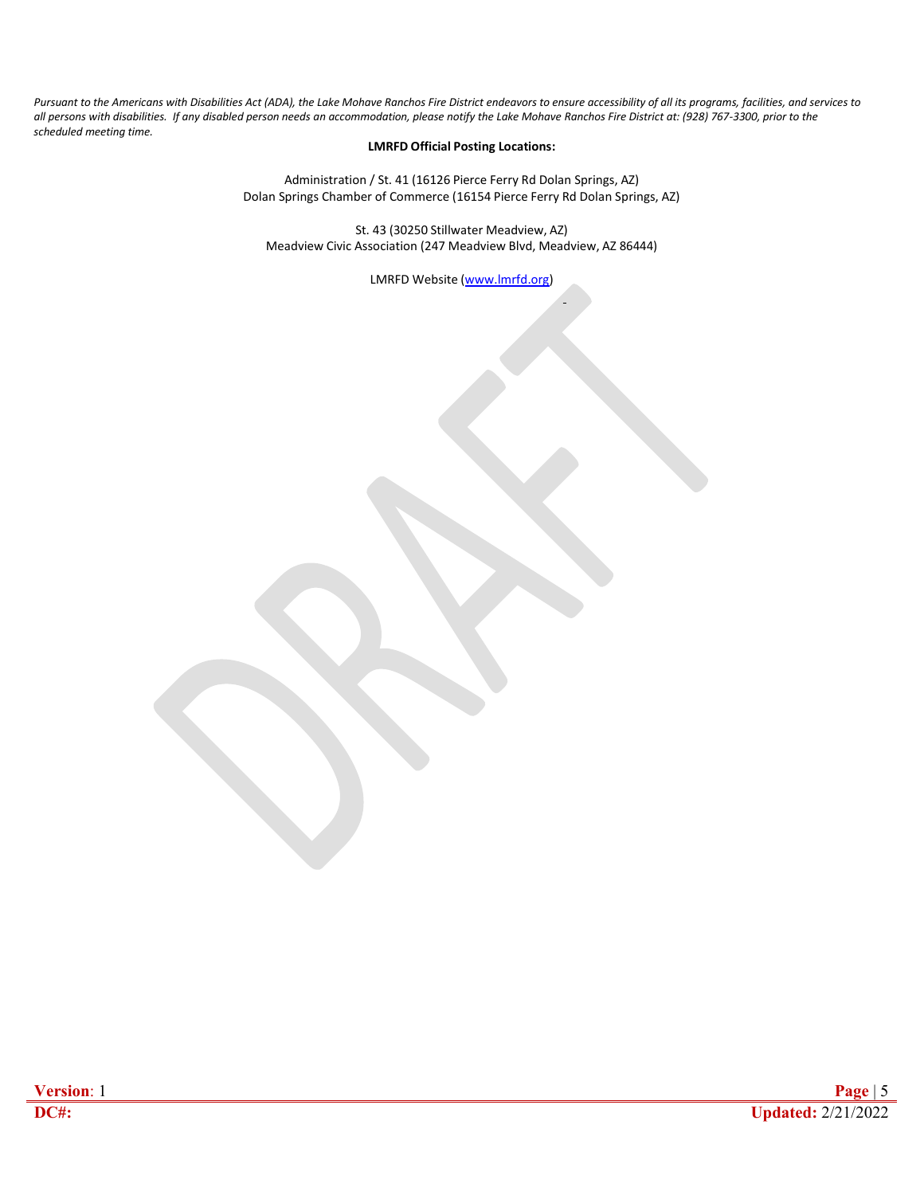*Pursuant to the Americans with Disabilities Act (ADA), the Lake Mohave Ranchos Fire District endeavors to ensure accessibility of all its programs, facilities, and services to all persons with disabilities. If any disabled person needs an accommodation, please notify the Lake Mohave Ranchos Fire District at: (928) 767-3300, prior to the scheduled meeting time.*

**LMRFD Official Posting Locations:**

Administration / St. 41 (16126 Pierce Ferry Rd Dolan Springs, AZ)
Dolan Springs Chamber of Commerce (16154 Pierce Ferry Rd Dolan Springs, AZ)

St. 43 (30250 Stillwater Meadview, AZ)
Meadview Civic Association (247 Meadview Blvd, Meadview, AZ 86444)

LMRFD Website (www.lmrfd.org)

DRAFT

**Version**: 1
**DC#:**
**Updated:** 2/21/2022